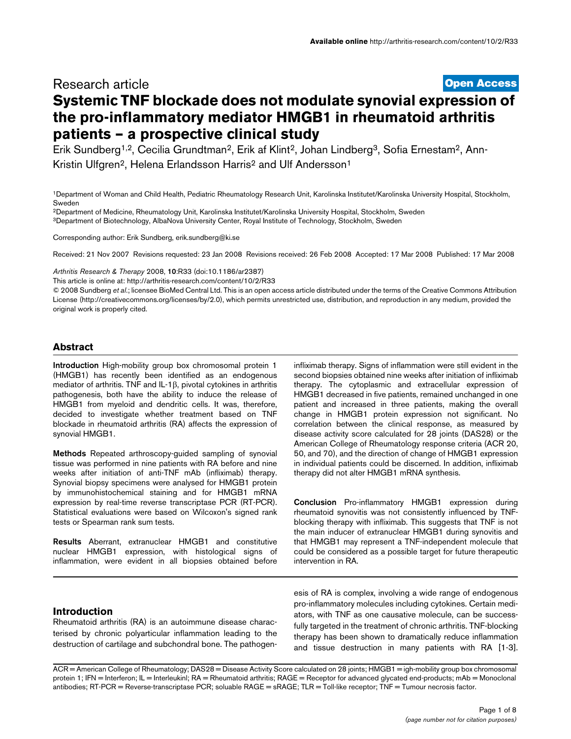Research article

**Open Access**

# Systemic TNF blockade does not modulate synovial expression of the pro-inflammatory mediator HMGB1 in rheumatoid arthritis patients – a prospective clinical study

Erik Sundberg[1,2], Cecilia Grundtman[2], Erik af Klint[2], Johan Lindberg[3], Sofia Ernestam[2], Ann-Kristin Ulfgren[2], Helena Erlandsson Harris[2] and Ulf Andersson[1]

[1]Department of Woman and Child Health, Pediatric Rheumatology Research Unit, Karolinska Institutet/Karolinska University Hospital, Stockholm, Sweden

[2]Department of Medicine, Rheumatology Unit, Karolinska Institutet/Karolinska University Hospital, Stockholm, Sweden

[3]Department of Biotechnology, AlbaNova University Center, Royal Institute of Technology, Stockholm, Sweden

Corresponding author: Erik Sundberg, erik.sundberg@ki.se

Received: 21 Nov 2007 Revisions requested: 23 Jan 2008 Revisions received: 26 Feb 2008 Accepted: 17 Mar 2008 Published: 17 Mar 2008

*Arthritis Research & Therapy* 2008, **10**:R33 (doi:10.1186/ar2387)

This article is online at: http://arthritis-research.com/content/10/2/R33

© 2008 Sundberg *et al*.; licensee BioMed Central Ltd. This is an open access article distributed under the terms of the Creative Commons Attribution License (http://creativecommons.org/licenses/by/2.0), which permits unrestricted use, distribution, and reproduction in any medium, provided the original work is properly cited.

## Abstract

**Introduction** High-mobility group box chromosomal protein 1 (HMGB1) has recently been identified as an endogenous mediator of arthritis. TNF and IL-1β, pivotal cytokines in arthritis pathogenesis, both have the ability to induce the release of HMGB1 from myeloid and dendritic cells. It was, therefore, decided to investigate whether treatment based on TNF blockade in rheumatoid arthritis (RA) affects the expression of synovial HMGB1.

**Methods** Repeated arthroscopy-guided sampling of synovial tissue was performed in nine patients with RA before and nine weeks after initiation of anti-TNF mAb (infliximab) therapy. Synovial biopsy specimens were analysed for HMGB1 protein by immunohistochemical staining and for HMGB1 mRNA expression by real-time reverse transcriptase PCR (RT-PCR). Statistical evaluations were based on Wilcoxon's signed rank tests or Spearman rank sum tests.

**Results** Aberrant, extranuclear HMGB1 and constitutive nuclear HMGB1 expression, with histological signs of inflammation, were evident in all biopsies obtained before infliximab therapy. Signs of inflammation were still evident in the second biopsies obtained nine weeks after initiation of infliximab therapy. The cytoplasmic and extracellular expression of HMGB1 decreased in five patients, remained unchanged in one patient and increased in three patients, making the overall change in HMGB1 protein expression not significant. No correlation between the clinical response, as measured by disease activity score calculated for 28 joints (DAS28) or the American College of Rheumatology response criteria (ACR 20, 50, and 70), and the direction of change of HMGB1 expression in individual patients could be discerned. In addition, infliximab therapy did not alter HMGB1 mRNA synthesis.

**Conclusion** Pro-inflammatory HMGB1 expression during rheumatoid synovitis was not consistently influenced by TNF-blocking therapy with infliximab. This suggests that TNF is not the main inducer of extranuclear HMGB1 during synovitis and that HMGB1 may represent a TNF-independent molecule that could be considered as a possible target for future therapeutic intervention in RA.

## Introduction

Rheumatoid arthritis (RA) is an autoimmune disease characterised by chronic polyarticular inflammation leading to the destruction of cartilage and subchondral bone. The pathogenesis of RA is complex, involving a wide range of endogenous pro-inflammatory molecules including cytokines. Certain mediators, with TNF as one causative molecule, can be successfully targeted in the treatment of chronic arthritis. TNF-blocking therapy has been shown to dramatically reduce inflammation and tissue destruction in many patients with RA [1-3].

ACR = American College of Rheumatology; DAS28 = Disease Activity Score calculated on 28 joints; HMGB1 = igh-mobility group box chromosomal protein 1; IFN = Interferon; IL = Interleukinl; RA = Rheumatoid arthritis; RAGE = Receptor for advanced glycated end-products; mAb = Monoclonal antibodies; RT-PCR = Reverse-transcriptase PCR; soluable RAGE = sRAGE; TLR = Toll-like receptor; TNF = Tumour necrosis factor.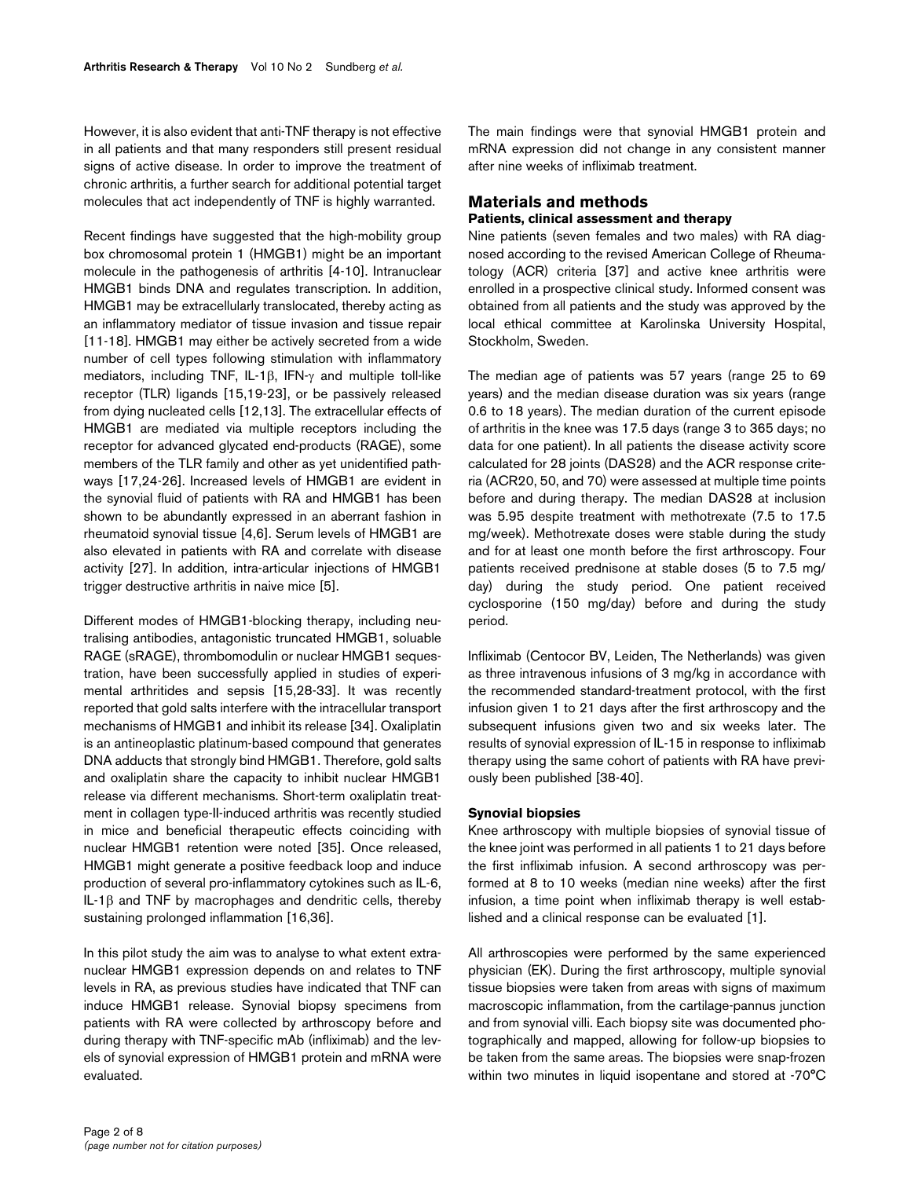However, it is also evident that anti-TNF therapy is not effective in all patients and that many responders still present residual signs of active disease. In order to improve the treatment of chronic arthritis, a further search for additional potential target molecules that act independently of TNF is highly warranted.

Recent findings have suggested that the high-mobility group box chromosomal protein 1 (HMGB1) might be an important molecule in the pathogenesis of arthritis [4-10]. Intranuclear HMGB1 binds DNA and regulates transcription. In addition, HMGB1 may be extracellularly translocated, thereby acting as an inflammatory mediator of tissue invasion and tissue repair [11-18]. HMGB1 may either be actively secreted from a wide number of cell types following stimulation with inflammatory mediators, including TNF, IL-1β, IFN-γ and multiple toll-like receptor (TLR) ligands [15,19-23], or be passively released from dying nucleated cells [12,13]. The extracellular effects of HMGB1 are mediated via multiple receptors including the receptor for advanced glycated end-products (RAGE), some members of the TLR family and other as yet unidentified pathways [17,24-26]. Increased levels of HMGB1 are evident in the synovial fluid of patients with RA and HMGB1 has been shown to be abundantly expressed in an aberrant fashion in rheumatoid synovial tissue [4,6]. Serum levels of HMGB1 are also elevated in patients with RA and correlate with disease activity [27]. In addition, intra-articular injections of HMGB1 trigger destructive arthritis in naive mice [5].

Different modes of HMGB1-blocking therapy, including neutralising antibodies, antagonistic truncated HMGB1, soluable RAGE (sRAGE), thrombomodulin or nuclear HMGB1 sequestration, have been successfully applied in studies of experimental arthritides and sepsis [15,28-33]. It was recently reported that gold salts interfere with the intracellular transport mechanisms of HMGB1 and inhibit its release [34]. Oxaliplatin is an antineoplastic platinum-based compound that generates DNA adducts that strongly bind HMGB1. Therefore, gold salts and oxaliplatin share the capacity to inhibit nuclear HMGB1 release via different mechanisms. Short-term oxaliplatin treatment in collagen type-II-induced arthritis was recently studied in mice and beneficial therapeutic effects coinciding with nuclear HMGB1 retention were noted [35]. Once released, HMGB1 might generate a positive feedback loop and induce production of several pro-inflammatory cytokines such as IL-6, IL-1β and TNF by macrophages and dendritic cells, thereby sustaining prolonged inflammation [16,36].

In this pilot study the aim was to analyse to what extent extranuclear HMGB1 expression depends on and relates to TNF levels in RA, as previous studies have indicated that TNF can induce HMGB1 release. Synovial biopsy specimens from patients with RA were collected by arthroscopy before and during therapy with TNF-specific mAb (infliximab) and the levels of synovial expression of HMGB1 protein and mRNA were evaluated.

The main findings were that synovial HMGB1 protein and mRNA expression did not change in any consistent manner after nine weeks of infliximab treatment.

## Materials and methods

### Patients, clinical assessment and therapy

Nine patients (seven females and two males) with RA diagnosed according to the revised American College of Rheumatology (ACR) criteria [37] and active knee arthritis were enrolled in a prospective clinical study. Informed consent was obtained from all patients and the study was approved by the local ethical committee at Karolinska University Hospital, Stockholm, Sweden.

The median age of patients was 57 years (range 25 to 69 years) and the median disease duration was six years (range 0.6 to 18 years). The median duration of the current episode of arthritis in the knee was 17.5 days (range 3 to 365 days; no data for one patient). In all patients the disease activity score calculated for 28 joints (DAS28) and the ACR response criteria (ACR20, 50, and 70) were assessed at multiple time points before and during therapy. The median DAS28 at inclusion was 5.95 despite treatment with methotrexate (7.5 to 17.5 mg/week). Methotrexate doses were stable during the study and for at least one month before the first arthroscopy. Four patients received prednisone at stable doses (5 to 7.5 mg/day) during the study period. One patient received cyclosporine (150 mg/day) before and during the study period.

Infliximab (Centocor BV, Leiden, The Netherlands) was given as three intravenous infusions of 3 mg/kg in accordance with the recommended standard-treatment protocol, with the first infusion given 1 to 21 days after the first arthroscopy and the subsequent infusions given two and six weeks later. The results of synovial expression of IL-15 in response to infliximab therapy using the same cohort of patients with RA have previously been published [38-40].

### Synovial biopsies

Knee arthroscopy with multiple biopsies of synovial tissue of the knee joint was performed in all patients 1 to 21 days before the first infliximab infusion. A second arthroscopy was performed at 8 to 10 weeks (median nine weeks) after the first infusion, a time point when infliximab therapy is well established and a clinical response can be evaluated [1].

All arthroscopies were performed by the same experienced physician (EK). During the first arthroscopy, multiple synovial tissue biopsies were taken from areas with signs of maximum macroscopic inflammation, from the cartilage-pannus junction and from synovial villi. Each biopsy site was documented photographically and mapped, allowing for follow-up biopsies to be taken from the same areas. The biopsies were snap-frozen within two minutes in liquid isopentane and stored at -70°C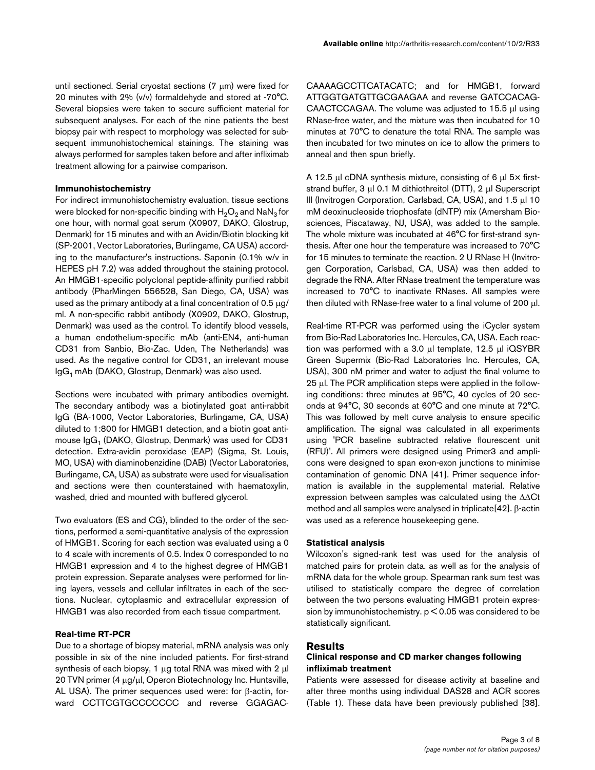until sectioned. Serial cryostat sections (7 μm) were fixed for 20 minutes with 2% (v/v) formaldehyde and stored at -70°C. Several biopsies were taken to secure sufficient material for subsequent analyses. For each of the nine patients the best biopsy pair with respect to morphology was selected for subsequent immunohistochemical stainings. The staining was always performed for samples taken before and after infliximab treatment allowing for a pairwise comparison.

#### Immunohistochemistry

For indirect immunohistochemistry evaluation, tissue sections were blocked for non-specific binding with $H_2O_2$ and $NaN_3$ for one hour, with normal goat serum (X0907, DAKO, Glostrup, Denmark) for 15 minutes and with an Avidin/Biotin blocking kit (SP-2001, Vector Laboratories, Burlingame, CA USA) according to the manufacturer's instructions. Saponin (0.1% w/v in HEPES pH 7.2) was added throughout the staining protocol. An HMGB1-specific polyclonal peptide-affinity purified rabbit antibody (PharMingen 556528, San Diego, CA, USA) was used as the primary antibody at a final concentration of 0.5 μg/ml. A non-specific rabbit antibody (X0902, DAKO, Glostrup, Denmark) was used as the control. To identify blood vessels, a human endothelium-specific mAb (anti-EN4, anti-human CD31 from Sanbio, Bio-Zac, Uden, The Netherlands) was used. As the negative control for CD31, an irrelevant mouse $IgG_1$ mAb (DAKO, Glostrup, Denmark) was also used.

Sections were incubated with primary antibodies overnight. The secondary antibody was a biotinylated goat anti-rabbit IgG (BA-1000, Vector Laboratories, Burlingame, CA, USA) diluted to 1:800 for HMGB1 detection, and a biotin goat anti-mouse $IgG_1$ (DAKO, Glostrup, Denmark) was used for CD31 detection. Extra-avidin peroxidase (EAP) (Sigma, St. Louis, MO, USA) with diaminobenzidine (DAB) (Vector Laboratories, Burlingame, CA, USA) as substrate were used for visualisation and sections were then counterstained with haematoxylin, washed, dried and mounted with buffered glycerol.

Two evaluators (ES and CG), blinded to the order of the sections, performed a semi-quantitative analysis of the expression of HMGB1. Scoring for each section was evaluated using a 0 to 4 scale with increments of 0.5. Index 0 corresponded to no HMGB1 expression and 4 to the highest degree of HMGB1 protein expression. Separate analyses were performed for lining layers, vessels and cellular infiltrates in each of the sections. Nuclear, cytoplasmic and extracellular expression of HMGB1 was also recorded from each tissue compartment.

#### Real-time RT-PCR

Due to a shortage of biopsy material, mRNA analysis was only possible in six of the nine included patients. For first-strand synthesis of each biopsy, 1 μg total RNA was mixed with 2 μl 20 TVN primer (4 μg/μl, Operon Biotechnology Inc. Huntsville, AL USA). The primer sequences used were: for β-actin, forward CCTTCGTGCCCCCCC and reverse GGAGACCAAAAGCCTTCATACATC; and for HMGB1, forward ATTGGTGATGTTGCGAAGAA and reverse GATCCACAGCAACTCCAGAA. The volume was adjusted to 15.5 μl using RNase-free water, and the mixture was then incubated for 10 minutes at 70°C to denature the total RNA. The sample was then incubated for two minutes on ice to allow the primers to anneal and then spun briefly.

A 12.5 μl cDNA synthesis mixture, consisting of 6 μl 5× first-strand buffer, 3 μl 0.1 M dithiothreitol (DTT), 2 μl Superscript III (Invitrogen Corporation, Carlsbad, CA, USA), and 1.5 μl 10 mM deoxinucleoside triphosfate (dNTP) mix (Amersham Biosciences, Piscataway, NJ, USA), was added to the sample. The whole mixture was incubated at 46°C for first-strand synthesis. After one hour the temperature was increased to 70°C for 15 minutes to terminate the reaction. 2 U RNase H (Invitrogen Corporation, Carlsbad, CA, USA) was then added to degrade the RNA. After RNase treatment the temperature was increased to 70°C to inactivate RNases. All samples were then diluted with RNase-free water to a final volume of 200 μl.

Real-time RT-PCR was performed using the iCycler system from Bio-Rad Laboratories Inc. Hercules, CA, USA. Each reaction was performed with a 3.0 μl template, 12.5 μl iQSYBR Green Supermix (Bio-Rad Laboratories Inc. Hercules, CA, USA), 300 nM primer and water to adjust the final volume to 25 μl. The PCR amplification steps were applied in the following conditions: three minutes at 95°C, 40 cycles of 20 seconds at 94°C, 30 seconds at 60°C and one minute at 72°C. This was followed by melt curve analysis to ensure specific amplification. The signal was calculated in all experiments using 'PCR baseline subtracted relative flourescent unit (RFU)'. All primers were designed using Primer3 and amplicons were designed to span exon-exon junctions to minimise contamination of genomic DNA [41]. Primer sequence information is available in the supplemental material. Relative expression between samples was calculated using the $\Delta\Delta$Ct method and all samples were analysed in triplicate[42]. β-actin was used as a reference housekeeping gene.

#### Statistical analysis

Wilcoxon's signed-rank test was used for the analysis of matched pairs for protein data. as well as for the analysis of mRNA data for the whole group. Spearman rank sum test was utilised to statistically compare the degree of correlation between the two persons evaluating HMGB1 protein expression by immunohistochemistry. $p < 0.05$ was considered to be statistically significant.

## Results

#### Clinical response and CD marker changes following infliximab treatment

Patients were assessed for disease activity at baseline and after three months using individual DAS28 and ACR scores (Table 1). These data have been previously published [38].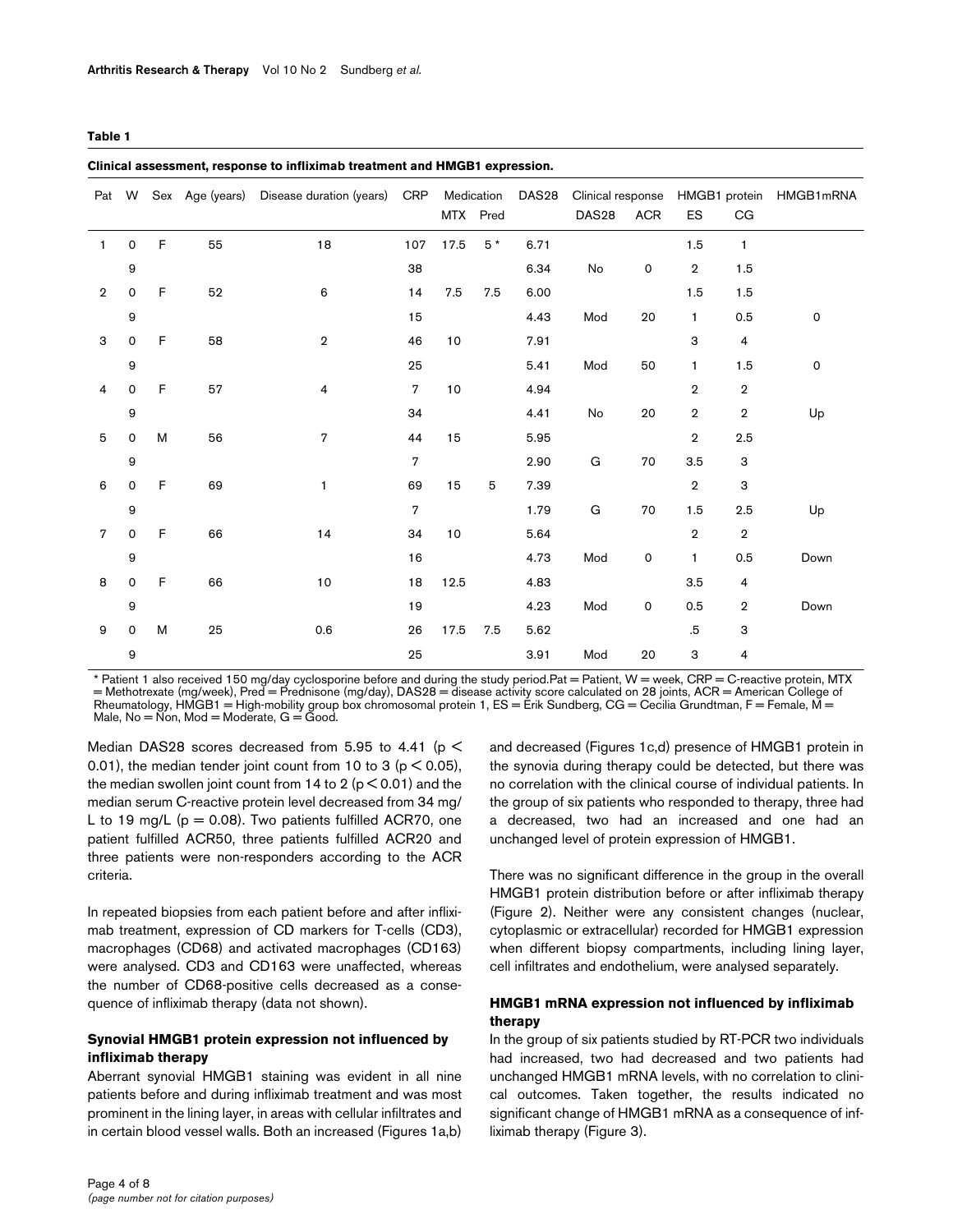**Table 1**

**Clinical assessment, response to infliximab treatment and HMGB1 expression.**

| Pat | W | Sex | Age (years) | Disease duration (years) | CRP | Medication | | DAS28 | Clinical response | | HMGB1 protein | | HMGB1mRNA |
|---|---|---|---|---|---|---|---|---|---|---|---|---|---|
| | | | | | | MTX | Pred | | DAS28 | ACR | ES | CG | |
| 1 | 0 | F | 55 | 18 | 107 | 17.5 | 5 * | 6.71 | | | 1.5 | 1 | |
| | 9 | | | | 38 | | | 6.34 | No | 0 | 2 | 1.5 | |
| 2 | 0 | F | 52 | 6 | 14 | 7.5 | 7.5 | 6.00 | | | 1.5 | 1.5 | |
| | 9 | | | | 15 | | | 4.43 | Mod | 20 | 1 | 0.5 | 0 |
| 3 | 0 | F | 58 | 2 | 46 | 10 | | 7.91 | | | 3 | 4 | |
| | 9 | | | | 25 | | | 5.41 | Mod | 50 | 1 | 1.5 | 0 |
| 4 | 0 | F | 57 | 4 | 7 | 10 | | 4.94 | | | 2 | 2 | |
| | 9 | | | | 34 | | | 4.41 | No | 20 | 2 | 2 | Up |
| 5 | 0 | M | 56 | 7 | 44 | 15 | | 5.95 | | | 2 | 2.5 | |
| | 9 | | | | 7 | | | 2.90 | G | 70 | 3.5 | 3 | |
| 6 | 0 | F | 69 | 1 | 69 | 15 | 5 | 7.39 | | | 2 | 3 | |
| | 9 | | | | 7 | | | 1.79 | G | 70 | 1.5 | 2.5 | Up |
| 7 | 0 | F | 66 | 14 | 34 | 10 | | 5.64 | | | 2 | 2 | |
| | 9 | | | | 16 | | | 4.73 | Mod | 0 | 1 | 0.5 | Down |
| 8 | 0 | F | 66 | 10 | 18 | 12.5 | | 4.83 | | | 3.5 | 4 | |
| | 9 | | | | 19 | | | 4.23 | Mod | 0 | 0.5 | 2 | Down |
| 9 | 0 | M | 25 | 0.6 | 26 | 17.5 | 7.5 | 5.62 | | | .5 | 3 | |
| | 9 | | | | 25 | | | 3.91 | Mod | 20 | 3 | 4 | |

* Patient 1 also received 150 mg/day cyclosporine before and during the study period.Pat = Patient, W = week, CRP = C-reactive protein, MTX = Methotrexate (mg/week), Pred = Prednisone (mg/day), DAS28 = disease activity score calculated on 28 joints, ACR = American College of Rheumatology, HMGB1 = High-mobility group box chromosomal protein 1, ES = Erik Sundberg, CG = Cecilia Grundtman, F = Female, M = Male, No = Non, Mod = Moderate, G = Good.

Median DAS28 scores decreased from 5.95 to 4.41 ($p < 0.01$), the median tender joint count from 10 to 3 ($p < 0.05$), the median swollen joint count from 14 to 2 ($p < 0.01$) and the median serum C-reactive protein level decreased from 34 mg/L to 19 mg/L ($p = 0.08$). Two patients fulfilled ACR70, one patient fulfilled ACR50, three patients fulfilled ACR20 and three patients were non-responders according to the ACR criteria.

In repeated biopsies from each patient before and after infliximab treatment, expression of CD markers for T-cells (CD3), macrophages (CD68) and activated macrophages (CD163) were analysed. CD3 and CD163 were unaffected, whereas the number of CD68-positive cells decreased as a consequence of infliximab therapy (data not shown).

### Synovial HMGB1 protein expression not influenced by infliximab therapy

Aberrant synovial HMGB1 staining was evident in all nine patients before and during infliximab treatment and was most prominent in the lining layer, in areas with cellular infiltrates and in certain blood vessel walls. Both an increased (Figures 1a,b) and decreased (Figures 1c,d) presence of HMGB1 protein in the synovia during therapy could be detected, but there was no correlation with the clinical course of individual patients. In the group of six patients who responded to therapy, three had a decreased, two had an increased and one had an unchanged level of protein expression of HMGB1.

There was no significant difference in the group in the overall HMGB1 protein distribution before or after infliximab therapy (Figure 2). Neither were any consistent changes (nuclear, cytoplasmic or extracellular) recorded for HMGB1 expression when different biopsy compartments, including lining layer, cell infiltrates and endothelium, were analysed separately.

### HMGB1 mRNA expression not influenced by infliximab therapy

In the group of six patients studied by RT-PCR two individuals had increased, two had decreased and two patients had unchanged HMGB1 mRNA levels, with no correlation to clinical outcomes. Taken together, the results indicated no significant change of HMGB1 mRNA as a consequence of infliximab therapy (Figure 3).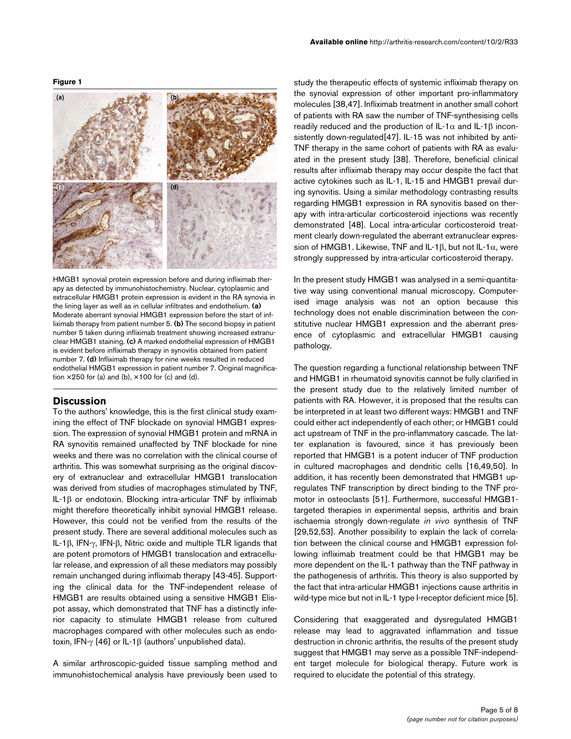**Figure 1**

HMGB1 synovial protein expression before and during infliximab therapy as detected by immunohistochemistry. Nuclear, cytoplasmic and extracellular HMGB1 protein expression is evident in the RA synovia in the lining layer as well as in cellular infiltrates and endothelium. **(a)** Moderate aberrant synovial HMGB1 expression before the start of infliximab therapy from patient number 5. **(b)** The second biopsy in patient number 5 taken during infliximab treatment showing increased extranuclear HMGB1 staining. **(c)** A marked endothelial expression of HMGB1 is evident before infliximab therapy in synovitis obtained from patient number 7. **(d)** Infliximab therapy for nine weeks resulted in reduced endothelial HMGB1 expression in patient number 7. Original magnification ×250 for (a) and (b), ×100 for (c) and (d).

## Discussion

To the authors' knowledge, this is the first clinical study examining the effect of TNF blockade on synovial HMGB1 expression. The expression of synovial HMGB1 protein and mRNA in RA synovitis remained unaffected by TNF blockade for nine weeks and there was no correlation with the clinical course of arthritis. This was somewhat surprising as the original discovery of extranuclear and extracellular HMGB1 translocation was derived from studies of macrophages stimulated by TNF, IL-1β or endotoxin. Blocking intra-articular TNF by infliximab might therefore theoretically inhibit synovial HMGB1 release. However, this could not be verified from the results of the present study. There are several additional molecules such as IL-1β, IFN-γ, IFN-β, Nitric oxide and multiple TLR ligands that are potent promotors of HMGB1 translocation and extracellular release, and expression of all these mediators may possibly remain unchanged during infliximab therapy [43-45]. Supporting the clinical data for the TNF-independent release of HMGB1 are results obtained using a sensitive HMGB1 Elispot assay, which demonstrated that TNF has a distinctly inferior capacity to stimulate HMGB1 release from cultured macrophages compared with other molecules such as endotoxin, IFN-γ [46] or IL-1β (authors' unpublished data).

A similar arthroscopic-guided tissue sampling method and immunohistochemical analysis have previously been used to study the therapeutic effects of systemic infliximab therapy on the synovial expression of other important pro-inflammatory molecules [38,47]. Infliximab treatment in another small cohort of patients with RA saw the number of TNF-synthesising cells readily reduced and the production of IL-1α and IL-1β inconsistently down-regulated[47]. IL-15 was not inhibited by anti-TNF therapy in the same cohort of patients with RA as evaluated in the present study [38]. Therefore, beneficial clinical results after infliximab therapy may occur despite the fact that active cytokines such as IL-1, IL-15 and HMGB1 prevail during synovitis. Using a similar methodology contrasting results regarding HMGB1 expression in RA synovitis based on therapy with intra-articular corticosteroid injections was recently demonstrated [48]. Local intra-articular corticosteroid treatment clearly down-regulated the aberrant extranuclear expression of HMGB1. Likewise, TNF and IL-1β, but not IL-1α, were strongly suppressed by intra-articular corticosteroid therapy.

In the present study HMGB1 was analysed in a semi-quantitative way using conventional manual microscopy. Computerised image analysis was not an option because this technology does not enable discrimination between the constitutive nuclear HMGB1 expression and the aberrant presence of cytoplasmic and extracellular HMGB1 causing pathology.

The question regarding a functional relationship between TNF and HMGB1 in rheumatoid synovitis cannot be fully clarified in the present study due to the relatively limited number of patients with RA. However, it is proposed that the results can be interpreted in at least two different ways: HMGB1 and TNF could either act independently of each other; or HMGB1 could act upstream of TNF in the pro-inflammatory cascade. The latter explanation is favoured, since it has previously been reported that HMGB1 is a potent inducer of TNF production in cultured macrophages and dendritic cells [16,49,50]. In addition, it has recently been demonstrated that HMGB1 upregulates TNF transcription by direct binding to the TNF promotor in osteoclasts [51]. Furthermore, successful HMGB1-targeted therapies in experimental sepsis, arthritis and brain ischaemia strongly down-regulate *in vivo* synthesis of TNF [29,52,53]. Another possibility to explain the lack of correlation between the clinical course and HMGB1 expression following infliximab treatment could be that HMGB1 may be more dependent on the IL-1 pathway than the TNF pathway in the pathogenesis of arthritis. This theory is also supported by the fact that intra-articular HMGB1 injections cause arthritis in wild-type mice but not in IL-1 type I-receptor deficient mice [5].

Considering that exaggerated and dysregulated HMGB1 release may lead to aggravated inflammation and tissue destruction in chronic arthritis, the results of the present study suggest that HMGB1 may serve as a possible TNF-independent target molecule for biological therapy. Future work is required to elucidate the potential of this strategy.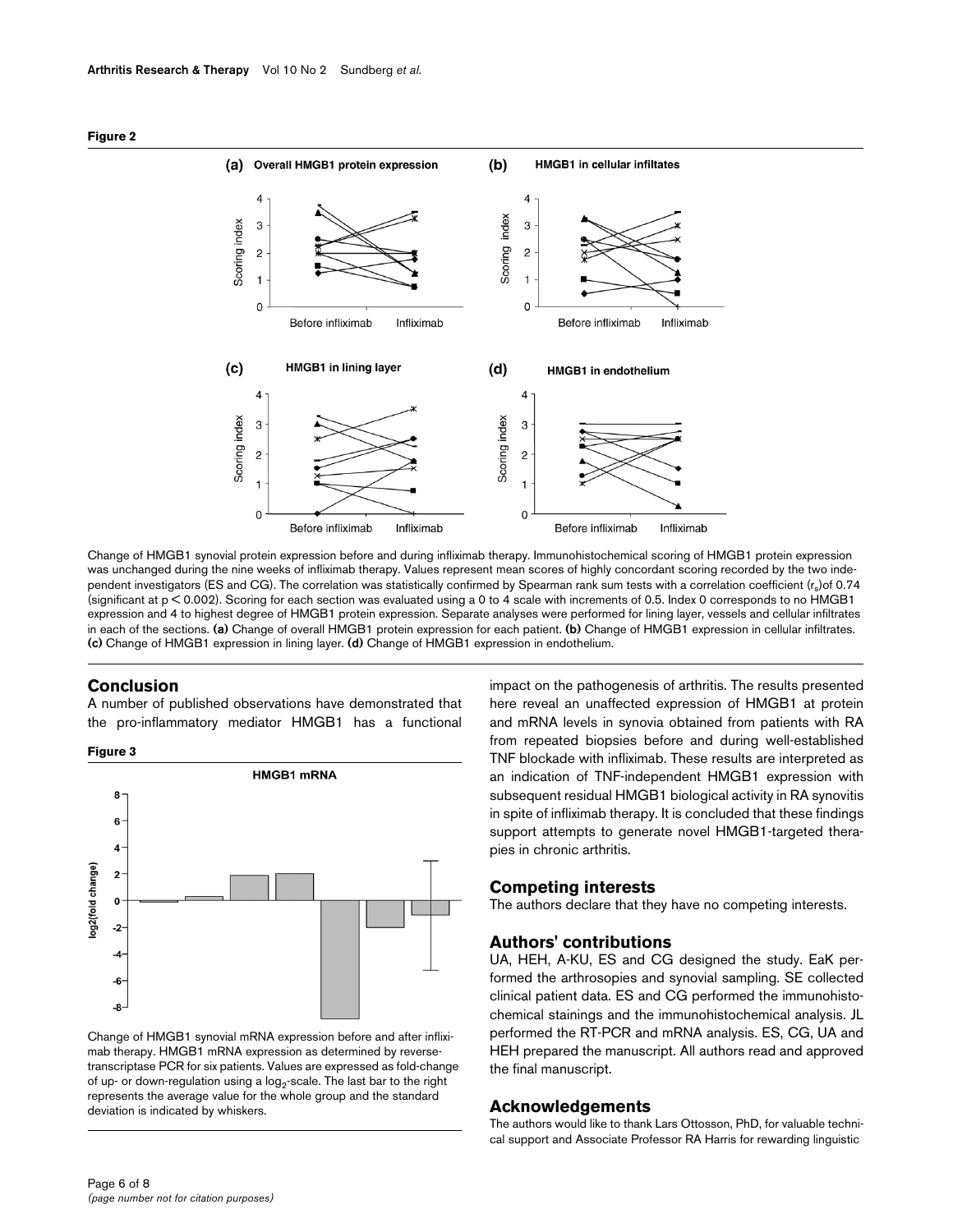**Figure 2**

Change of HMGB1 synovial protein expression before and during infliximab therapy. Immunohistochemical scoring of HMGB1 protein expression was unchanged during the nine weeks of infliximab therapy. Values represent mean scores of highly concordant scoring recorded by the two independent investigators (ES and CG). The correlation was statistically confirmed by Spearman rank sum tests with a correlation coefficient ($r_s$) of 0.74 (significant at $p < 0.002$). Scoring for each section was evaluated using a 0 to 4 scale with increments of 0.5. Index 0 corresponds to no HMGB1 expression and 4 to highest degree of HMGB1 protein expression. Separate analyses were performed for lining layer, vessels and cellular infiltrates in each of the sections. **(a)** Change of overall HMGB1 protein expression for each patient. **(b)** Change of HMGB1 expression in cellular infiltrates. **(c)** Change of HMGB1 expression in lining layer. **(d)** Change of HMGB1 expression in endothelium.

## Conclusion

A number of published observations have demonstrated that the pro-inflammatory mediator HMGB1 has a functional impact on the pathogenesis of arthritis. The results presented here reveal an unaffected expression of HMGB1 at protein and mRNA levels in synovia obtained from patients with RA from repeated biopsies before and during well-established TNF blockade with infliximab. These results are interpreted as an indication of TNF-independent HMGB1 expression with subsequent residual HMGB1 biological activity in RA synovitis in spite of infliximab therapy. It is concluded that these findings support attempts to generate novel HMGB1-targeted therapies in chronic arthritis.

**Figure 3**

Change of HMGB1 synovial mRNA expression before and after infliximab therapy. HMGB1 mRNA expression as determined by reverse-transcriptase PCR for six patients. Values are expressed as fold-change of up- or down-regulation using a $\log_2$-scale. The last bar to the right represents the average value for the whole group and the standard deviation is indicated by whiskers.

## Competing interests

The authors declare that they have no competing interests.

## Authors' contributions

UA, HEH, A-KU, ES and CG designed the study. EaK performed the arthrosopies and synovial sampling. SE collected clinical patient data. ES and CG performed the immunohistochemical stainings and the immunohistochemical analysis. JL performed the RT-PCR and mRNA analysis. ES, CG, UA and HEH prepared the manuscript. All authors read and approved the final manuscript.

## Acknowledgements

The authors would like to thank Lars Ottosson, PhD, for valuable technical support and Associate Professor RA Harris for rewarding linguistic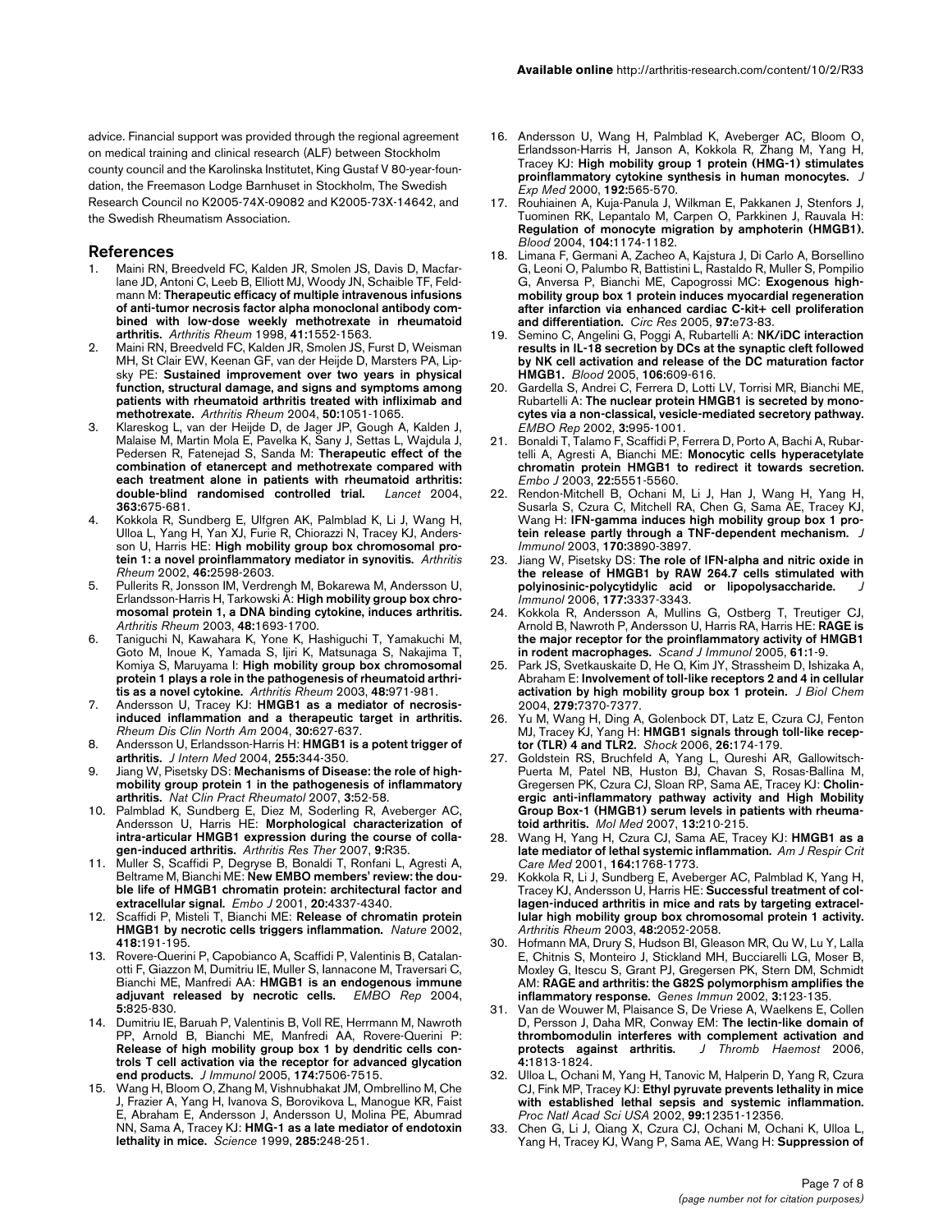advice. Financial support was provided through the regional agreement on medical training and clinical research (ALF) between Stockholm county council and the Karolinska Institutet, King Gustaf V 80-year-foundation, the Freemason Lodge Barnhuset in Stockholm, The Swedish Research Council no K2005-74X-09082 and K2005-73X-14642, and the Swedish Rheumatism Association.

## References

1. Maini RN, Breedveld FC, Kalden JR, Smolen JS, Davis D, Macfarlane JD, Antoni C, Leeb B, Elliott MJ, Woody JN, Schaible TF, Feldmann M: **Therapeutic efficacy of multiple intravenous infusions of anti-tumor necrosis factor alpha monoclonal antibody combined with low-dose weekly methotrexate in rheumatoid arthritis.** *Arthritis Rheum* 1998, **41:**1552-1563.
2. Maini RN, Breedveld FC, Kalden JR, Smolen JS, Furst D, Weisman MH, St Clair EW, Keenan GF, van der Heijde D, Marsters PA, Lipsky PE: **Sustained improvement over two years in physical function, structural damage, and signs and symptoms among patients with rheumatoid arthritis treated with infliximab and methotrexate.** *Arthritis Rheum* 2004, **50:**1051-1065.
3. Klareskog L, van der Heijde D, de Jager JP, Gough A, Kalden J, Malaise M, Martin Mola E, Pavelka K, Sany J, Settas L, Wajdula J, Pedersen R, Fatenejad S, Sanda M: **Therapeutic effect of the combination of etanercept and methotrexate compared with each treatment alone in patients with rheumatoid arthritis: double-blind randomised controlled trial.** *Lancet* 2004, **363:**675-681.
4. Kokkola R, Sundberg E, Ulfgren AK, Palmblad K, Li J, Wang H, Ulloa L, Yang H, Yan XJ, Furie R, Chiorazzi N, Tracey KJ, Andersson U, Harris HE: **High mobility group box chromosomal protein 1: a novel proinflammatory mediator in synovitis.** *Arthritis Rheum* 2002, **46:**2598-2603.
5. Pullerits R, Jonsson IM, Verdrengh M, Bokarewa M, Andersson U, Erlandsson-Harris H, Tarkowski A: **High mobility group box chromosomal protein 1, a DNA binding cytokine, induces arthritis.** *Arthritis Rheum* 2003, **48:**1693-1700.
6. Taniguchi N, Kawahara K, Yone K, Hashiguchi T, Yamakuchi M, Goto M, Inoue K, Yamada S, Ijiri K, Matsunaga S, Nakajima T, Komiya S, Maruyama I: **High mobility group box chromosomal protein 1 plays a role in the pathogenesis of rheumatoid arthritis as a novel cytokine.** *Arthritis Rheum* 2003, **48:**971-981.
7. Andersson U, Tracey KJ: **HMGB1 as a mediator of necrosis-induced inflammation and a therapeutic target in arthritis.** *Rheum Dis Clin North Am* 2004, **30:**627-637.
8. Andersson U, Erlandsson-Harris H: **HMGB1 is a potent trigger of arthritis.** *J Intern Med* 2004, **255:**344-350.
9. Jiang W, Pisetsky DS: **Mechanisms of Disease: the role of high-mobility group protein 1 in the pathogenesis of inflammatory arthritis.** *Nat Clin Pract Rheumatol* 2007, **3:**52-58.
10. Palmblad K, Sundberg E, Diez M, Soderling R, Aveberger AC, Andersson U, Harris HE: **Morphological characterization of intra-articular HMGB1 expression during the course of collagen-induced arthritis.** *Arthritis Res Ther* 2007, **9:**R35.
11. Muller S, Scaffidi P, Degryse B, Bonaldi T, Ronfani L, Agresti A, Beltrame M, Bianchi ME: **New EMBO members' review: the double life of HMGB1 chromatin protein: architectural factor and extracellular signal.** *Embo J* 2001, **20:**4337-4340.
12. Scaffidi P, Misteli T, Bianchi ME: **Release of chromatin protein HMGB1 by necrotic cells triggers inflammation.** *Nature* 2002, **418:**191-195.
13. Rovere-Querini P, Capobianco A, Scaffidi P, Valentinis B, Catalanotti F, Giazzon M, Dumitriu IE, Muller S, Iannacone M, Traversari C, Bianchi ME, Manfredi AA: **HMGB1 is an endogenous immune adjuvant released by necrotic cells.** *EMBO Rep* 2004, **5:**825-830.
14. Dumitriu IE, Baruah P, Valentinis B, Voll RE, Herrmann M, Nawroth PP, Arnold B, Bianchi ME, Manfredi AA, Rovere-Querini P: **Release of high mobility group box 1 by dendritic cells controls T cell activation via the receptor for advanced glycation end products.** *J Immunol* 2005, **174:**7506-7515.
15. Wang H, Bloom O, Zhang M, Vishnubhakat JM, Ombrellino M, Che J, Frazier A, Yang H, Ivanova S, Borovikova L, Manogue KR, Faist E, Abraham E, Andersson J, Andersson U, Molina PE, Abumrad NN, Sama A, Tracey KJ: **HMG-1 as a late mediator of endotoxin lethality in mice.** *Science* 1999, **285:**248-251.
16. Andersson U, Wang H, Palmblad K, Aveberger AC, Bloom O, Erlandsson-Harris H, Janson A, Kokkola R, Zhang M, Yang H, Tracey KJ: **High mobility group 1 protein (HMG-1) stimulates proinflammatory cytokine synthesis in human monocytes.** *J Exp Med* 2000, **192:**565-570.
17. Rouhiainen A, Kuja-Panula J, Wilkman E, Pakkanen J, Stenfors J, Tuominen RK, Lepantalo M, Carpen O, Parkkinen J, Rauvala H: **Regulation of monocyte migration by amphoterin (HMGB1).** *Blood* 2004, **104:**1174-1182.
18. Limana F, Germani A, Zacheo A, Kajstura J, Di Carlo A, Borsellino G, Leoni O, Palumbo R, Battistini L, Rastaldo R, Muller S, Pompilio G, Anversa P, Bianchi ME, Capogrossi MC: **Exogenous high-mobility group box 1 protein induces myocardial regeneration after infarction via enhanced cardiac C-kit+ cell proliferation and differentiation.** *Circ Res* 2005, **97:**e73-83.
19. Semino C, Angelini G, Poggi A, Rubartelli A: **NK/iDC interaction results in IL-18 secretion by DCs at the synaptic cleft followed by NK cell activation and release of the DC maturation factor HMGB1.** *Blood* 2005, **106:**609-616.
20. Gardella S, Andrei C, Ferrera D, Lotti LV, Torrisi MR, Bianchi ME, Rubartelli A: **The nuclear protein HMGB1 is secreted by monocytes via a non-classical, vesicle-mediated secretory pathway.** *EMBO Rep* 2002, **3:**995-1001.
21. Bonaldi T, Talamo F, Scaffidi P, Ferrera D, Porto A, Bachi A, Rubartelli A, Agresti A, Bianchi ME: **Monocytic cells hyperacetylate chromatin protein HMGB1 to redirect it towards secretion.** *Embo J* 2003, **22:**5551-5560.
22. Rendon-Mitchell B, Ochani M, Li J, Han J, Wang H, Yang H, Susarla S, Czura C, Mitchell RA, Chen G, Sama AE, Tracey KJ, Wang H: **IFN-gamma induces high mobility group box 1 protein release partly through a TNF-dependent mechanism.** *J Immunol* 2003, **170:**3890-3897.
23. Jiang W, Pisetsky DS: **The role of IFN-alpha and nitric oxide in the release of HMGB1 by RAW 264.7 cells stimulated with polyinosinic-polycytidylic acid or lipopolysaccharide.** *J Immunol* 2006, **177:**3337-3343.
24. Kokkola R, Andersson A, Mullins G, Ostberg T, Treutiger CJ, Arnold B, Nawroth P, Andersson U, Harris RA, Harris HE: **RAGE is the major receptor for the proinflammatory activity of HMGB1 in rodent macrophages.** *Scand J Immunol* 2005, **61:**1-9.
25. Park JS, Svetkauskaite D, He Q, Kim JY, Strassheim D, Ishizaka A, Abraham E: **Involvement of toll-like receptors 2 and 4 in cellular activation by high mobility group box 1 protein.** *J Biol Chem* 2004, **279:**7370-7377.
26. Yu M, Wang H, Ding A, Golenbock DT, Latz E, Czura CJ, Fenton MJ, Tracey KJ, Yang H: **HMGB1 signals through toll-like receptor (TLR) 4 and TLR2.** *Shock* 2006, **26:**174-179.
27. Goldstein RS, Bruchfeld A, Yang L, Qureshi AR, Gallowitsch-Puerta M, Patel NB, Huston BJ, Chavan S, Rosas-Ballina M, Gregersen PK, Czura CJ, Sloan RP, Sama AE, Tracey KJ: **Cholinergic anti-inflammatory pathway activity and High Mobility Group Box-1 (HMGB1) serum levels in patients with rheumatoid arthritis.** *Mol Med* 2007, **13:**210-215.
28. Wang H, Yang H, Czura CJ, Sama AE, Tracey KJ: **HMGB1 as a late mediator of lethal systemic inflammation.** *Am J Respir Crit Care Med* 2001, **164:**1768-1773.
29. Kokkola R, Li J, Sundberg E, Aveberger AC, Palmblad K, Yang H, Tracey KJ, Andersson U, Harris HE: **Successful treatment of collagen-induced arthritis in mice and rats by targeting extracellular high mobility group box chromosomal protein 1 activity.** *Arthritis Rheum* 2003, **48:**2052-2058.
30. Hofmann MA, Drury S, Hudson BI, Gleason MR, Qu W, Lu Y, Lalla E, Chitnis S, Monteiro J, Stickland MH, Bucciarelli LG, Moser B, Moxley G, Itescu S, Grant PJ, Gregersen PK, Stern DM, Schmidt AM: **RAGE and arthritis: the G82S polymorphism amplifies the inflammatory response.** *Genes Immun* 2002, **3:**123-135.
31. Van de Wouwer M, Plaisance S, De Vriese A, Waelkens E, Collen D, Persson J, Daha MR, Conway EM: **The lectin-like domain of thrombomodulin interferes with complement activation and protects against arthritis.** *J Thromb Haemost* 2006, **4:**1813-1824.
32. Ulloa L, Ochani M, Yang H, Tanovic M, Halperin D, Yang R, Czura CJ, Fink MP, Tracey KJ: **Ethyl pyruvate prevents lethality in mice with established lethal sepsis and systemic inflammation.** *Proc Natl Acad Sci USA* 2002, **99:**12351-12356.
33. Chen G, Li J, Qiang X, Czura CJ, Ochani M, Ochani K, Ulloa L, Yang H, Tracey KJ, Wang P, Sama AE, Wang H: **Suppression of**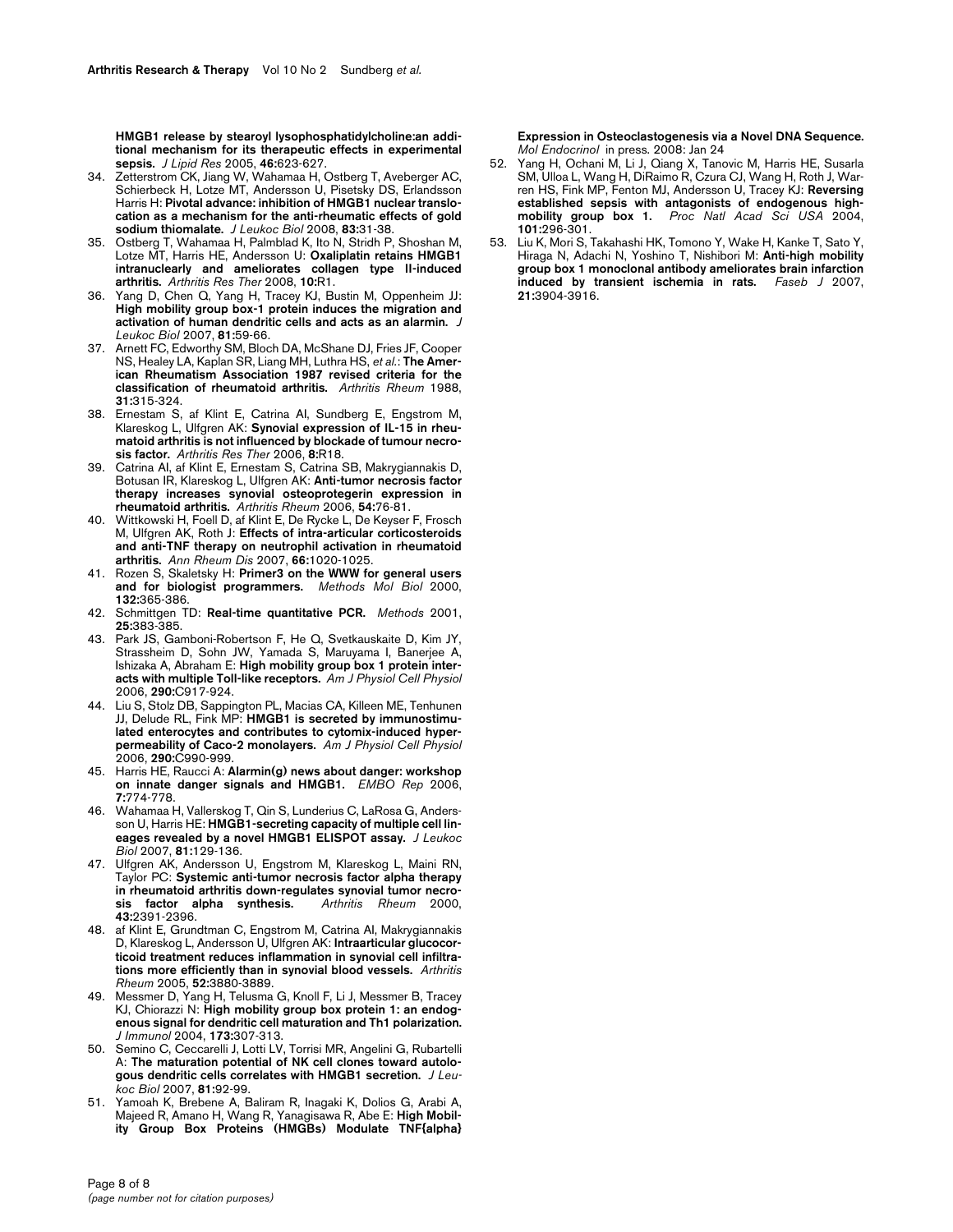**HMGB1 release by stearoyl lysophosphatidylcholine:an additional mechanism for its therapeutic effects in experimental sepsis.** *J Lipid Res* 2005, **46:**623-627.

34. Zetterstrom CK, Jiang W, Wahamaa H, Ostberg T, Aveberger AC, Schierbeck H, Lotze MT, Andersson U, Pisetsky DS, Erlandsson Harris H: **Pivotal advance: inhibition of HMGB1 nuclear translocation as a mechanism for the anti-rheumatic effects of gold sodium thiomalate.** *J Leukoc Biol* 2008, **83:**31-38.
35. Ostberg T, Wahamaa H, Palmblad K, Ito N, Stridh P, Shoshan M, Lotze MT, Harris HE, Andersson U: **Oxaliplatin retains HMGB1 intranuclearly and ameliorates collagen type II-induced arthritis.** *Arthritis Res Ther* 2008, **10:**R1.
36. Yang D, Chen Q, Yang H, Tracey KJ, Bustin M, Oppenheim JJ: **High mobility group box-1 protein induces the migration and activation of human dendritic cells and acts as an alarmin.** *J Leukoc Biol* 2007, **81:**59-66.
37. Arnett FC, Edworthy SM, Bloch DA, McShane DJ, Fries JF, Cooper NS, Healey LA, Kaplan SR, Liang MH, Luthra HS, *et al.*: **The American Rheumatism Association 1987 revised criteria for the classification of rheumatoid arthritis.** *Arthritis Rheum* 1988, **31:**315-324.
38. Ernestam S, af Klint E, Catrina AI, Sundberg E, Engstrom M, Klareskog L, Ulfgren AK: **Synovial expression of IL-15 in rheumatoid arthritis is not influenced by blockade of tumour necrosis factor.** *Arthritis Res Ther* 2006, **8:**R18.
39. Catrina AI, af Klint E, Ernestam S, Catrina SB, Makrygiannakis D, Botusan IR, Klareskog L, Ulfgren AK: **Anti-tumor necrosis factor therapy increases synovial osteoprotegerin expression in rheumatoid arthritis.** *Arthritis Rheum* 2006, **54:**76-81.
40. Wittkowski H, Foell D, af Klint E, De Rycke L, De Keyser F, Frosch M, Ulfgren AK, Roth J: **Effects of intra-articular corticosteroids and anti-TNF therapy on neutrophil activation in rheumatoid arthritis.** *Ann Rheum Dis* 2007, **66:**1020-1025.
41. Rozen S, Skaletsky H: **Primer3 on the WWW for general users and for biologist programmers.** *Methods Mol Biol* 2000, **132:**365-386.
42. Schmittgen TD: **Real-time quantitative PCR.** *Methods* 2001, **25:**383-385.
43. Park JS, Gamboni-Robertson F, He Q, Svetkauskaite D, Kim JY, Strassheim D, Sohn JW, Yamada S, Maruyama I, Banerjee A, Ishizaka A, Abraham E: **High mobility group box 1 protein interacts with multiple Toll-like receptors.** *Am J Physiol Cell Physiol* 2006, **290:**C917-924.
44. Liu S, Stolz DB, Sappington PL, Macias CA, Killeen ME, Tenhunen JJ, Delude RL, Fink MP: **HMGB1 is secreted by immunostimulated enterocytes and contributes to cytomix-induced hyperpermeability of Caco-2 monolayers.** *Am J Physiol Cell Physiol* 2006, **290:**C990-999.
45. Harris HE, Raucci A: **Alarmin(g) news about danger: workshop on innate danger signals and HMGB1.** *EMBO Rep* 2006, **7:**774-778.
46. Wahamaa H, Vallerskog T, Qin S, Lunderius C, LaRosa G, Andersson U, Harris HE: **HMGB1-secreting capacity of multiple cell lineages revealed by a novel HMGB1 ELISPOT assay.** *J Leukoc Biol* 2007, **81:**129-136.
47. Ulfgren AK, Andersson U, Engstrom M, Klareskog L, Maini RN, Taylor PC: **Systemic anti-tumor necrosis factor alpha therapy in rheumatoid arthritis down-regulates synovial tumor necrosis factor alpha synthesis.** *Arthritis Rheum* 2000, **43:**2391-2396.
48. af Klint E, Grundtman C, Engstrom M, Catrina AI, Makrygiannakis D, Klareskog L, Andersson U, Ulfgren AK: **Intraarticular glucocorticoid treatment reduces inflammation in synovial cell infiltrations more efficiently than in synovial blood vessels.** *Arthritis Rheum* 2005, **52:**3880-3889.
49. Messmer D, Yang H, Telusma G, Knoll F, Li J, Messmer B, Tracey KJ, Chiorazzi N: **High mobility group box protein 1: an endogenous signal for dendritic cell maturation and Th1 polarization.** *J Immunol* 2004, **173:**307-313.
50. Semino C, Ceccarelli J, Lotti LV, Torrisi MR, Angelini G, Rubartelli A: **The maturation potential of NK cell clones toward autologous dendritic cells correlates with HMGB1 secretion.** *J Leukoc Biol* 2007, **81:**92-99.
51. Yamoah K, Brebene A, Baliram R, Inagaki K, Dolios G, Arabi A, Majeed R, Amano H, Wang R, Yanagisawa R, Abe E: **High Mobility Group Box Proteins (HMGBs) Modulate TNF{alpha} Expression in Osteoclastogenesis via a Novel DNA Sequence.** *Mol Endocrinol* in press. 2008: Jan 24
52. Yang H, Ochani M, Li J, Qiang X, Tanovic M, Harris HE, Susarla SM, Ulloa L, Wang H, DiRaimo R, Czura CJ, Wang H, Roth J, Warren HS, Fink MP, Fenton MJ, Andersson U, Tracey KJ: **Reversing established sepsis with antagonists of endogenous high-mobility group box 1.** *Proc Natl Acad Sci USA* 2004, **101:**296-301.
53. Liu K, Mori S, Takahashi HK, Tomono Y, Wake H, Kanke T, Sato Y, Hiraga N, Adachi N, Yoshino T, Nishibori M: **Anti-high mobility group box 1 monoclonal antibody ameliorates brain infarction induced by transient ischemia in rats.** *Faseb J* 2007, **21:**3904-3916.